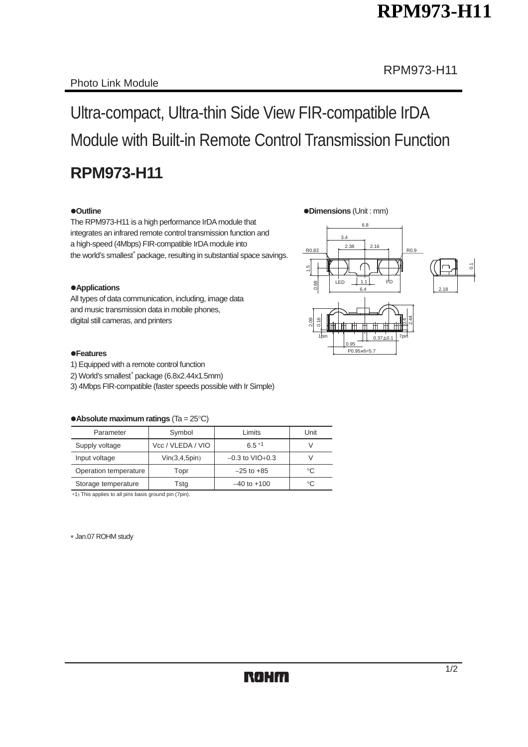Photo Link Module

# Ultra-compact, Ultra-thin Side View FIR-compatible IrDA Module with Built-in Remote Control Transmission Function

## RPM973-H11

### ●Outline

The RPM973-H11 is a high performance IrDA module that integrates an infrared remote control transmission function and a high-speed (4Mbps) FIR-compatible IrDA module into the world's smallest* package, resulting in substantial space savings.

### ●Applications

All types of data communication, including, image data and music transmission data in mobile phones, digital still cameras, and printers

### ●Features

1) Equipped with a remote control function
2) World's smallest* package (6.8x2.44x1.5mm)
3) 4Mbps FIR-compatible (faster speeds possible with Ir Simple)

### ●Dimensions (Unit : mm)

6.8
3.4
2.38
2.16
R0.83
R0.9
1.5
0.68
LED
1.1
PD
6.4
0.1
2.18
2.09
0.16
0.4
2.44
1pin
0.37±0.1
7pin
0.95
P0.95×6=5.7

### ●Absolute maximum ratings (Ta = 25°C)

| Parameter | Symbol | Limits | Unit |
|---|---|---|---|
| Supply voltage | Vcc / VLEDA / VIO | 6.5 *1 | V |
| Input voltage | Vin(3,4,5pin) | −0.3 to VIO+0.3 | V |
| Operation temperature | Topr | −25 to +85 | °C |
| Storage temperature | Tstg | −40 to +100 | °C |

*1) This applies to all pins basis ground pin (7pin).

* Jan.07 ROHM study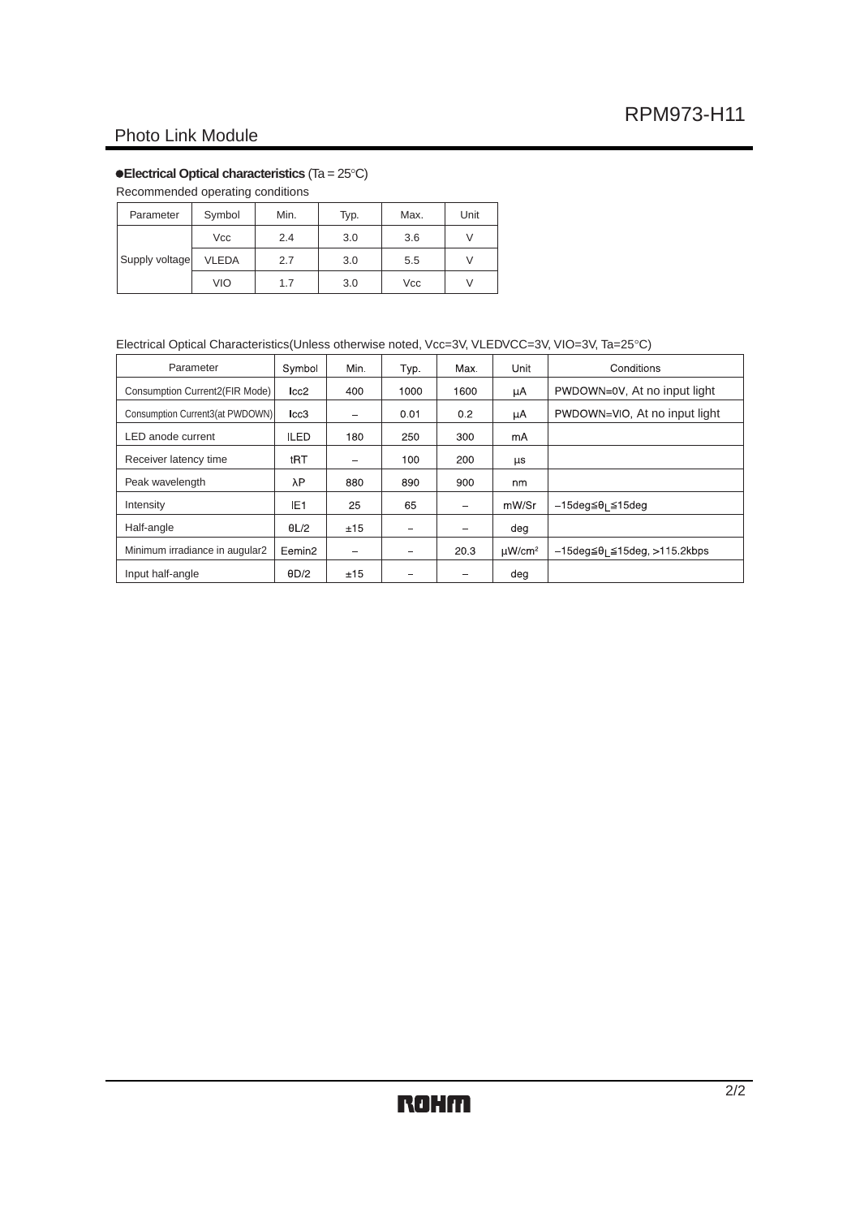## ●Electrical Optical characteristics (Ta = 25°C)

Recommended operating conditions

| Parameter | Symbol | Min. | Typ. | Max. | Unit |
|---|---|---|---|---|---|
| Supply voltage | Vcc | 2.4 | 3.0 | 3.6 | V |
| | VLEDA | 2.7 | 3.0 | 5.5 | V |
| | VIO | 1.7 | 3.0 | Vcc | V |

Electrical Optical Characteristics(Unless otherwise noted, Vcc=3V, VLEDVCC=3V, VIO=3V, Ta=25°C)

| Parameter | Symbol | Min. | Typ. | Max. | Unit | Conditions |
|---|---|---|---|---|---|---|
| Consumption Current2(FIR Mode) | Icc2 | 400 | 1000 | 1600 | μA | PWDOWN=0V, At no input light |
| Consumption Current3(at PWDOWN) | Icc3 | – | 0.01 | 0.2 | μA | PWDOWN=VIO, At no input light |
| LED anode current | ILED | 180 | 250 | 300 | mA | |
| Receiver latency time | tRT | – | 100 | 200 | μs | |
| Peak wavelength | λP | 880 | 890 | 900 | nm | |
| Intensity | IE1 | 25 | 65 | – | mW/Sr | $-15deg \leqq \theta_L \leqq 15deg$ |
| Half-angle | θL/2 | ±15 | – | – | deg | |
| Minimum irradiance in augular2 | Eemin2 | – | – | 20.3 | μW/cm² | $-15deg \leqq \theta_L \leqq 15deg$, >115.2kbps |
| Input half-angle | θD/2 | ±15 | – | – | deg | |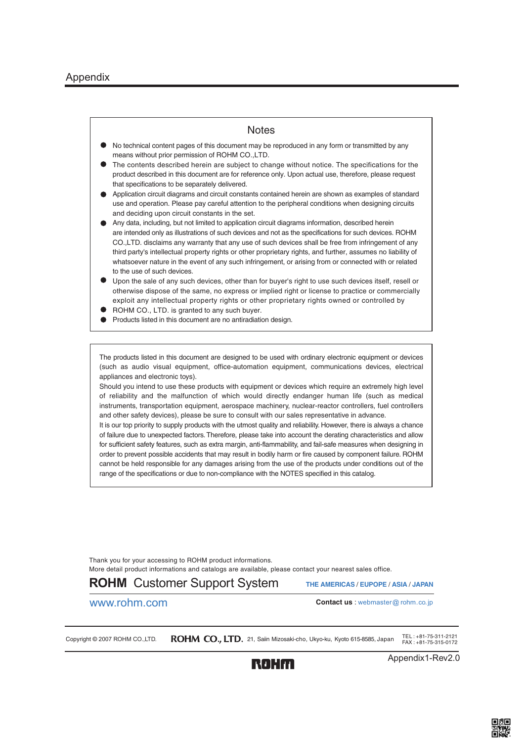# Appendix

## Notes

- No technical content pages of this document may be reproduced in any form or transmitted by any means without prior permission of ROHM CO.,LTD.
- The contents described herein are subject to change without notice. The specifications for the product described in this document are for reference only. Upon actual use, therefore, please request that specifications to be separately delivered.
- Application circuit diagrams and circuit constants contained herein are shown as examples of standard use and operation. Please pay careful attention to the peripheral conditions when designing circuits and deciding upon circuit constants in the set.
- Any data, including, but not limited to application circuit diagrams information, described herein are intended only as illustrations of such devices and not as the specifications for such devices. ROHM CO.,LTD. disclaims any warranty that any use of such devices shall be free from infringement of any third party's intellectual property rights or other proprietary rights, and further, assumes no liability of whatsoever nature in the event of any such infringement, or arising from or connected with or related to the use of such devices.
- Upon the sale of any such devices, other than for buyer's right to use such devices itself, resell or otherwise dispose of the same, no express or implied right or license to practice or commercially exploit any intellectual property rights or other proprietary rights owned or controlled by
- ROHM CO., LTD. is granted to any such buyer.
- Products listed in this document are no antiradiation design.

The products listed in this document are designed to be used with ordinary electronic equipment or devices (such as audio visual equipment, office-automation equipment, communications devices, electrical appliances and electronic toys).
Should you intend to use these products with equipment or devices which require an extremely high level of reliability and the malfunction of which would directly endanger human life (such as medical instruments, transportation equipment, aerospace machinery, nuclear-reactor controllers, fuel controllers and other safety devices), please be sure to consult with our sales representative in advance.
It is our top priority to supply products with the utmost quality and reliability. However, there is always a chance of failure due to unexpected factors. Therefore, please take into account the derating characteristics and allow for sufficient safety features, such as extra margin, anti-flammability, and fail-safe measures when designing in order to prevent possible accidents that may result in bodily harm or fire caused by component failure. ROHM cannot be held responsible for any damages arising from the use of the products under conditions out of the range of the specifications or due to non-compliance with the NOTES specified in this catalog.

Thank you for your accessing to ROHM product informations.
More detail product informations and catalogs are available, please contact your nearest sales office.

**ROHM** Customer Support System — **THE AMERICAS / EUPOPE / ASIA / JAPAN**

www.rohm.com — **Contact us** : webmaster@rohm.co.jp

Copyright © 2007 ROHM CO.,LTD. **ROHM CO., LTD.** 21, Saiin Mizosaki-cho, Ukyo-ku, Kyoto 615-8585, Japan TEL : +81-75-311-2121 FAX : +81-75-315-0172

Appendix1-Rev2.0